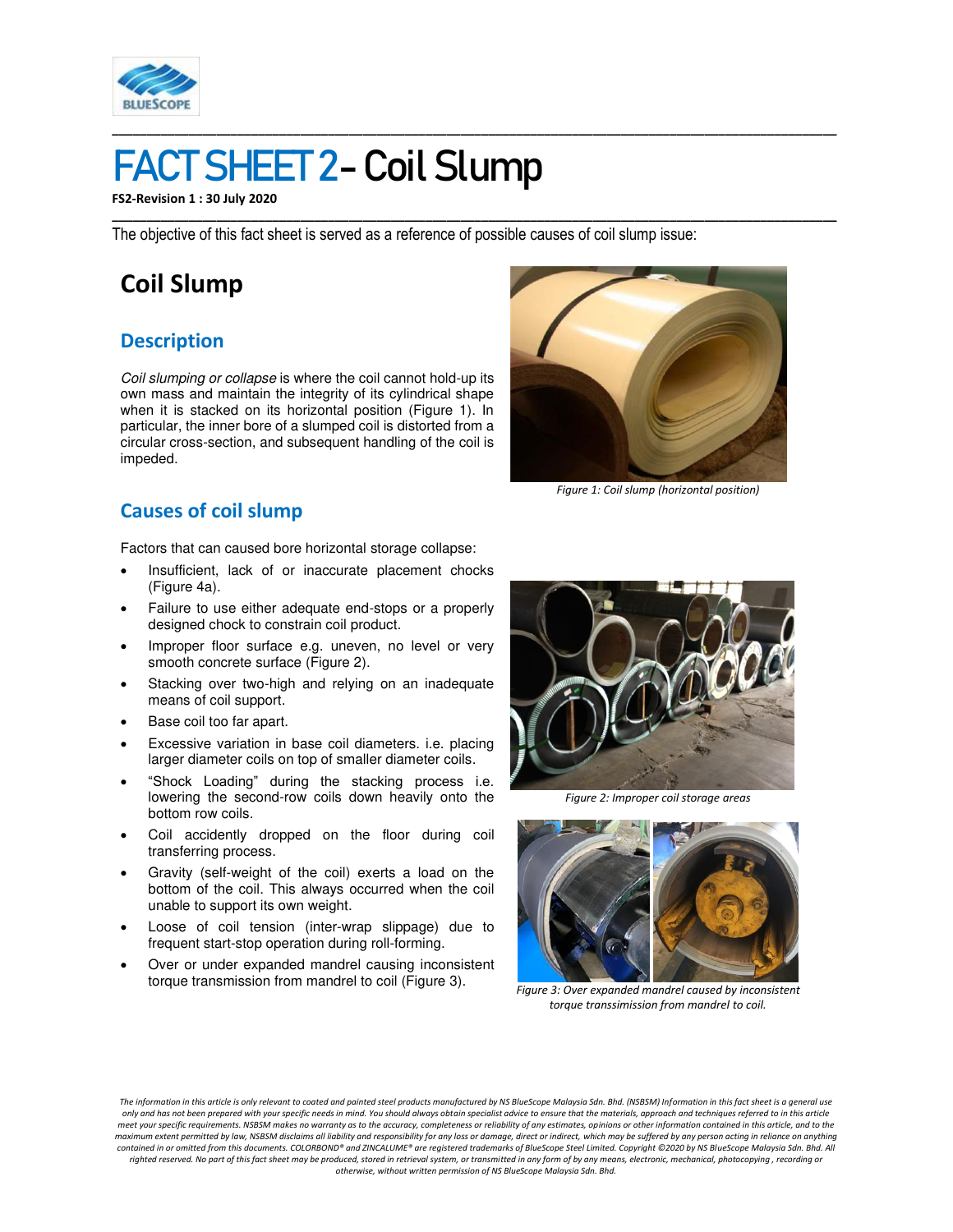# FACT SHEET 2 - Coil Slump

**FS2-Revision 1 : 30 July 2020**

The objective of this fact sheet is served as a reference of possible causes of coil slump issue:

## Coil Slump

### Description

*Coil slumping or collapse* is where the coil cannot hold-up its own mass and maintain the integrity of its cylindrical shape when it is stacked on its horizontal position (Figure 1). In particular, the inner bore of a slumped coil is distorted from a circular cross-section, and subsequent handling of the coil is impeded.

*Figure 1: Coil slump (horizontal position)*

### Causes of coil slump

Factors that can caused bore horizontal storage collapse:

- Insufficient, lack of or inaccurate placement chocks (Figure 4a).
- Failure to use either adequate end-stops or a properly designed chock to constrain coil product.
- Improper floor surface e.g. uneven, no level or very smooth concrete surface (Figure 2).
- Stacking over two-high and relying on an inadequate means of coil support.
- Base coil too far apart.
- Excessive variation in base coil diameters. i.e. placing larger diameter coils on top of smaller diameter coils.
- "Shock Loading" during the stacking process i.e. lowering the second-row coils down heavily onto the bottom row coils.
- Coil accidently dropped on the floor during coil transferring process.
- Gravity (self-weight of the coil) exerts a load on the bottom of the coil. This always occurred when the coil unable to support its own weight.
- Loose of coil tension (inter-wrap slippage) due to frequent start-stop operation during roll-forming.
- Over or under expanded mandrel causing inconsistent torque transmission from mandrel to coil (Figure 3).

*Figure 2: Improper coil storage areas*

*Figure 3: Over expanded mandrel caused by inconsistent torque transsimission from mandrel to coil.*

*The information in this article is only relevant to coated and painted steel products manufactured by NS BlueScope Malaysia Sdn. Bhd. (NSBSM) Information in this fact sheet is a general use only and has not been prepared with your specific needs in mind. You should always obtain specialist advice to ensure that the materials, approach and techniques referred to in this article meet your specific requirements. NSBSM makes no warranty as to the accuracy, completeness or reliability of any estimates, opinions or other information contained in this article, and to the maximum extent permitted by law, NSBSM disclaims all liability and responsibility for any loss or damage, direct or indirect, which may be suffered by any person acting in reliance on anything contained in or omitted from this documents. COLORBOND® and ZINCALUME® are registered trademarks of BlueScope Steel Limited. Copyright ©2020 by NS BlueScope Malaysia Sdn. Bhd. All righted reserved. No part of this fact sheet may be produced, stored in retrieval system, or transmitted in any form of by any means, electronic, mechanical, photocopying , recording or otherwise, without written permission of NS BlueScope Malaysia Sdn. Bhd.*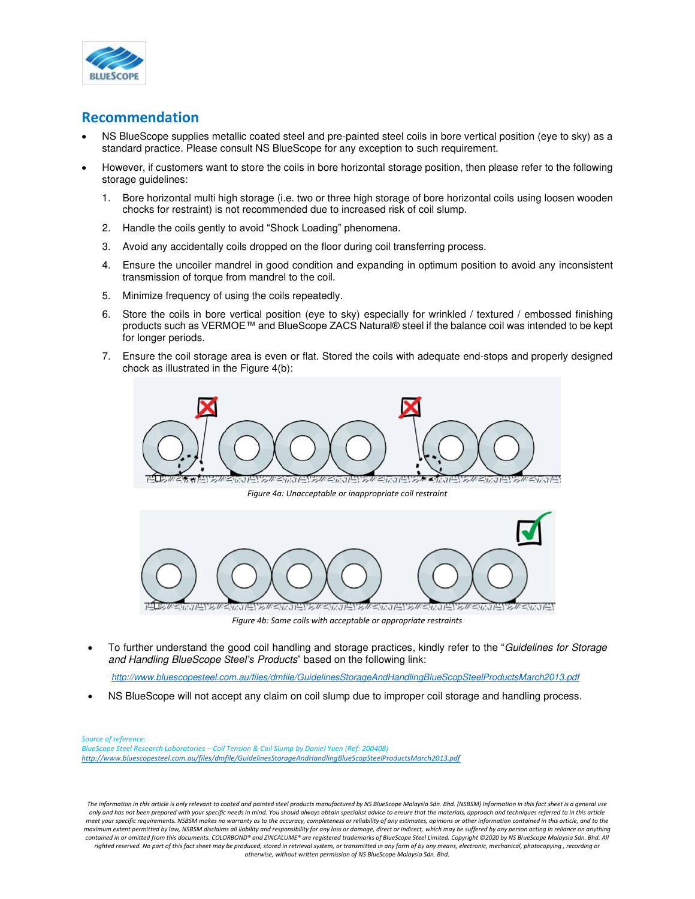## Recommendation

- NS BlueScope supplies metallic coated steel and pre-painted steel coils in bore vertical position (eye to sky) as a standard practice. Please consult NS BlueScope for any exception to such requirement.
- However, if customers want to store the coils in bore horizontal storage position, then please refer to the following storage guidelines:
  1. Bore horizontal multi high storage (i.e. two or three high storage of bore horizontal coils using loosen wooden chocks for restraint) is not recommended due to increased risk of coil slump.
  2. Handle the coils gently to avoid "Shock Loading" phenomena.
  3. Avoid any accidentally coils dropped on the floor during coil transferring process.
  4. Ensure the uncoiler mandrel in good condition and expanding in optimum position to avoid any inconsistent transmission of torque from mandrel to the coil.
  5. Minimize frequency of using the coils repeatedly.
  6. Store the coils in bore vertical position (eye to sky) especially for wrinkled / textured / embossed finishing products such as VERMOE™ and BlueScope ZACS Natural® steel if the balance coil was intended to be kept for longer periods.
  7. Ensure the coil storage area is even or flat. Stored the coils with adequate end-stops and properly designed chock as illustrated in the Figure 4(b):

*Figure 4a: Unacceptable or inappropriate coil restraint*

*Figure 4b: Same coils with acceptable or appropriate restraints*

- To further understand the good coil handling and storage practices, kindly refer to the "*Guidelines for Storage and Handling BlueScope Steel's Products*" based on the following link:

  http://www.bluescopesteel.com.au/files/dmfile/GuidelinesStorageAndHandlingBlueScopSteelProductsMarch2013.pdf

- NS BlueScope will not accept any claim on coil slump due to improper coil storage and handling process.

*Source of reference:*
*BlueScope Steel Research Laboratories – Coil Tension & Coil Slump by Daniel Yuen (Ref: 200408)*
http://www.bluescopesteel.com.au/files/dmfile/GuidelinesStorageAndHandlingBlueScopSteelProductsMarch2013.pdf

*The information in this article is only relevant to coated and painted steel products manufactured by NS BlueScope Malaysia Sdn. Bhd. (NSBSM) Information in this fact sheet is a general use only and has not been prepared with your specific needs in mind. You should always obtain specialist advice to ensure that the materials, approach and techniques referred to in this article meet your specific requirements. NSBSM makes no warranty as to the accuracy, completeness or reliability of any estimates, opinions or other information contained in this article, and to the maximum extent permitted by law, NSBSM disclaims all liability and responsibility for any loss or damage, direct or indirect, which may be suffered by any person acting in reliance on anything contained in or omitted from this documents. COLORBOND® and ZINCALUME® are registered trademarks of BlueScope Steel Limited. Copyright ©2020 by NS BlueScope Malaysia Sdn. Bhd. All righted reserved. No part of this fact sheet may be produced, stored in retrieval system, or transmitted in any form of by any means, electronic, mechanical, photocopying , recording or otherwise, without written permission of NS BlueScope Malaysia Sdn. Bhd.*